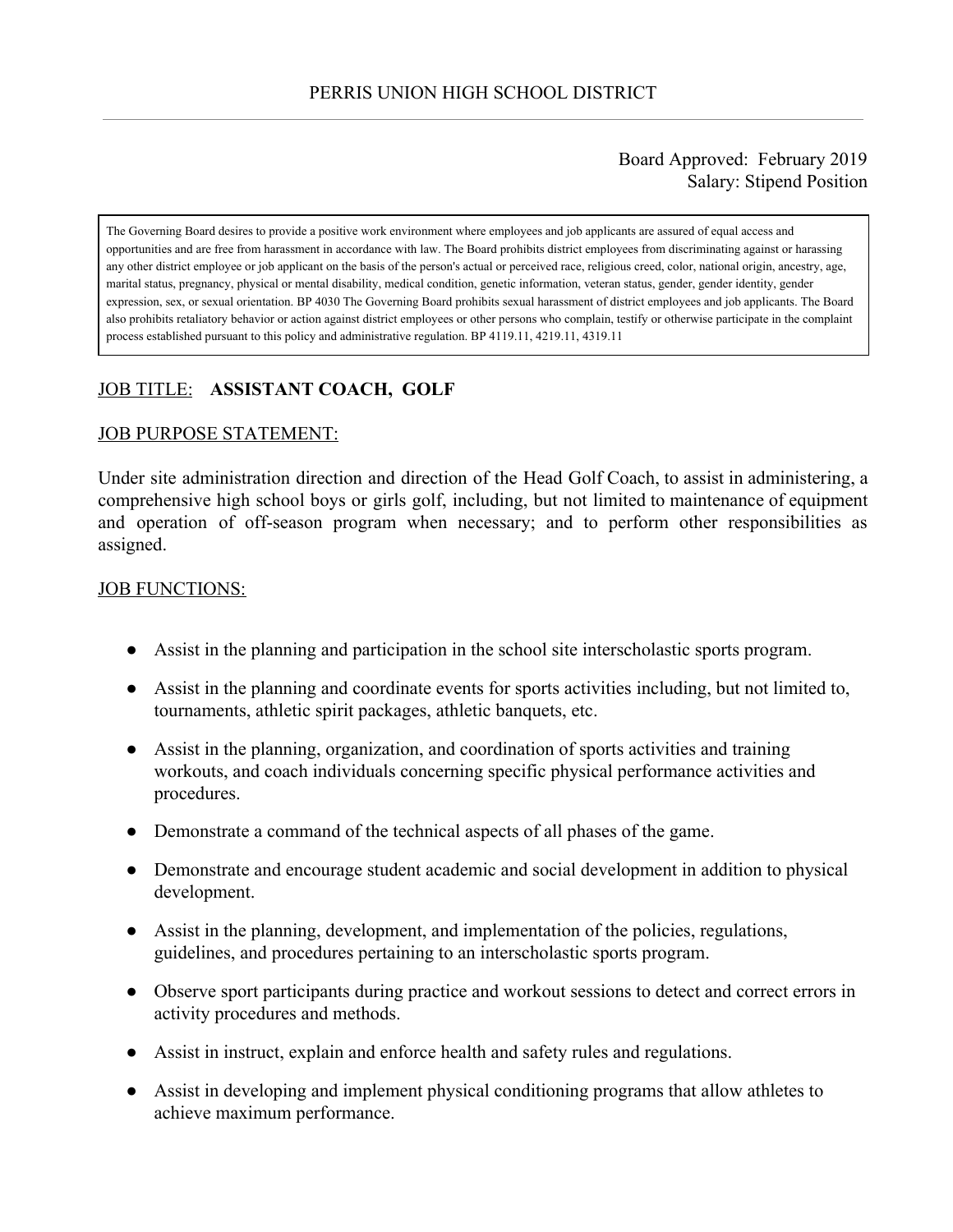# PERRIS UNION HIGH SCHOOL DISTRICT

Board Approved: February 2019
Salary: Stipend Position

The Governing Board desires to provide a positive work environment where employees and job applicants are assured of equal access and opportunities and are free from harassment in accordance with law. The Board prohibits district employees from discriminating against or harassing any other district employee or job applicant on the basis of the person's actual or perceived race, religious creed, color, national origin, ancestry, age, marital status, pregnancy, physical or mental disability, medical condition, genetic information, veteran status, gender, gender identity, gender expression, sex, or sexual orientation. BP 4030 The Governing Board prohibits sexual harassment of district employees and job applicants. The Board also prohibits retaliatory behavior or action against district employees or other persons who complain, testify or otherwise participate in the complaint process established pursuant to this policy and administrative regulation. BP 4119.11, 4219.11, 4319.11

JOB TITLE: **ASSISTANT COACH, GOLF**

JOB PURPOSE STATEMENT:

Under site administration direction and direction of the Head Golf Coach, to assist in administering, a comprehensive high school boys or girls golf, including, but not limited to maintenance of equipment and operation of off-season program when necessary; and to perform other responsibilities as assigned.

JOB FUNCTIONS:

- Assist in the planning and participation in the school site interscholastic sports program.
- Assist in the planning and coordinate events for sports activities including, but not limited to, tournaments, athletic spirit packages, athletic banquets, etc.
- Assist in the planning, organization, and coordination of sports activities and training workouts, and coach individuals concerning specific physical performance activities and procedures.
- Demonstrate a command of the technical aspects of all phases of the game.
- Demonstrate and encourage student academic and social development in addition to physical development.
- Assist in the planning, development, and implementation of the policies, regulations, guidelines, and procedures pertaining to an interscholastic sports program.
- Observe sport participants during practice and workout sessions to detect and correct errors in activity procedures and methods.
- Assist in instruct, explain and enforce health and safety rules and regulations.
- Assist in developing and implement physical conditioning programs that allow athletes to achieve maximum performance.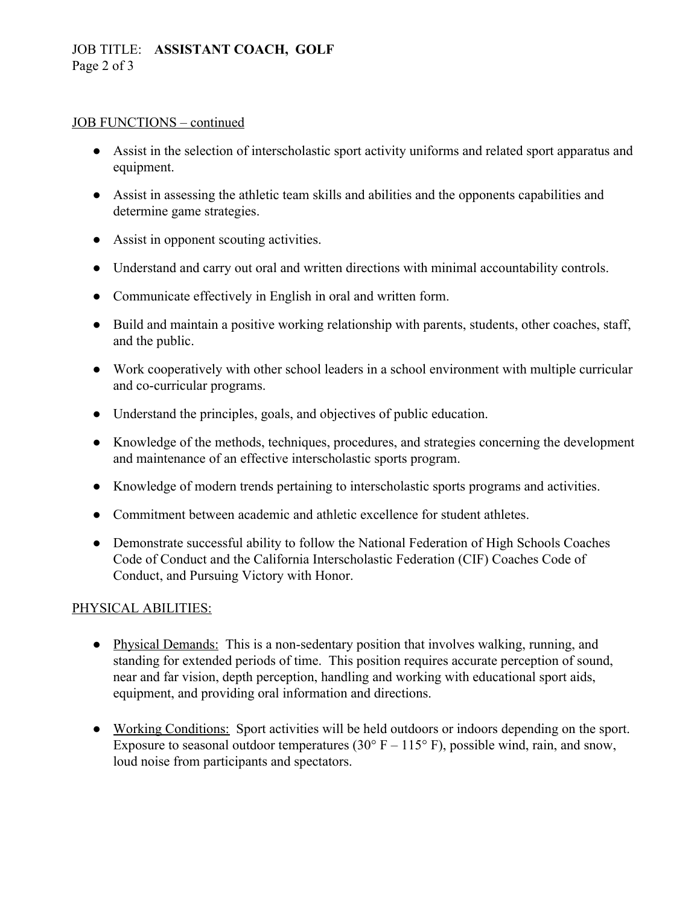## JOB FUNCTIONS – continued

- Assist in the selection of interscholastic sport activity uniforms and related sport apparatus and equipment.
- Assist in assessing the athletic team skills and abilities and the opponents capabilities and determine game strategies.
- Assist in opponent scouting activities.
- Understand and carry out oral and written directions with minimal accountability controls.
- Communicate effectively in English in oral and written form.
- Build and maintain a positive working relationship with parents, students, other coaches, staff, and the public.
- Work cooperatively with other school leaders in a school environment with multiple curricular and co-curricular programs.
- Understand the principles, goals, and objectives of public education.
- Knowledge of the methods, techniques, procedures, and strategies concerning the development and maintenance of an effective interscholastic sports program.
- Knowledge of modern trends pertaining to interscholastic sports programs and activities.
- Commitment between academic and athletic excellence for student athletes.
- Demonstrate successful ability to follow the National Federation of High Schools Coaches Code of Conduct and the California Interscholastic Federation (CIF) Coaches Code of Conduct, and Pursuing Victory with Honor.

## PHYSICAL ABILITIES:

- Physical Demands: This is a non-sedentary position that involves walking, running, and standing for extended periods of time. This position requires accurate perception of sound, near and far vision, depth perception, handling and working with educational sport aids, equipment, and providing oral information and directions.
- Working Conditions: Sport activities will be held outdoors or indoors depending on the sport. Exposure to seasonal outdoor temperatures (30° F – 115° F), possible wind, rain, and snow, loud noise from participants and spectators.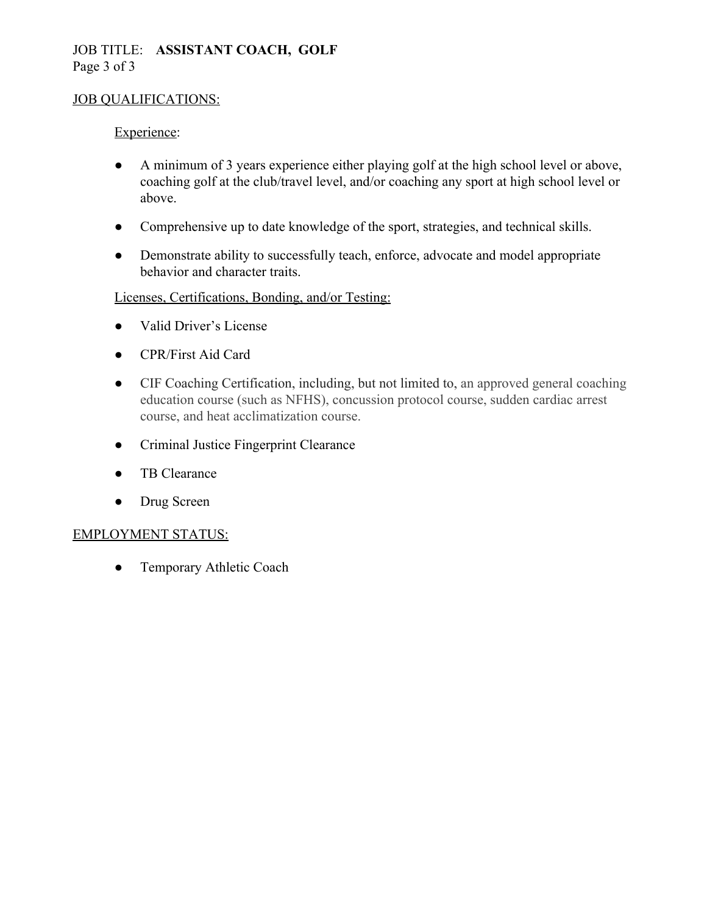## JOB QUALIFICATIONS:

### Experience:

- A minimum of 3 years experience either playing golf at the high school level or above, coaching golf at the club/travel level, and/or coaching any sport at high school level or above.
- Comprehensive up to date knowledge of the sport, strategies, and technical skills.
- Demonstrate ability to successfully teach, enforce, advocate and model appropriate behavior and character traits.

### Licenses, Certifications, Bonding, and/or Testing:

- Valid Driver's License
- CPR/First Aid Card
- CIF Coaching Certification, including, but not limited to, an approved general coaching education course (such as NFHS), concussion protocol course, sudden cardiac arrest course, and heat acclimatization course.
- Criminal Justice Fingerprint Clearance
- TB Clearance
- Drug Screen

## EMPLOYMENT STATUS:

- Temporary Athletic Coach